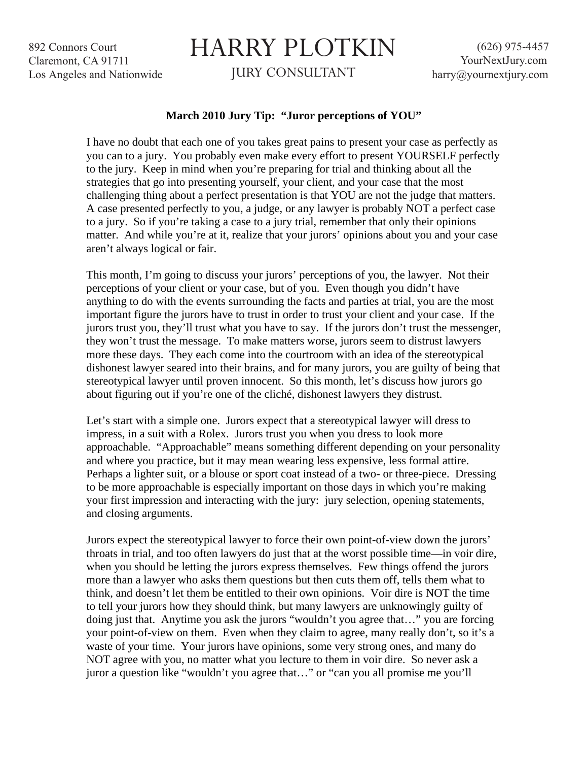892 Connors Court
Claremont, CA 91711
Los Angeles and Nationwide

# HARRY PLOTKIN

JURY CONSULTANT

(626) 975-4457
YourNextJury.com
harry@yournextjury.com

**March 2010 Jury Tip: "Juror perceptions of YOU"**

I have no doubt that each one of you takes great pains to present your case as perfectly as you can to a jury. You probably even make every effort to present YOURSELF perfectly to the jury. Keep in mind when you're preparing for trial and thinking about all the strategies that go into presenting yourself, your client, and your case that the most challenging thing about a perfect presentation is that YOU are not the judge that matters. A case presented perfectly to you, a judge, or any lawyer is probably NOT a perfect case to a jury. So if you're taking a case to a jury trial, remember that only their opinions matter. And while you're at it, realize that your jurors' opinions about you and your case aren't always logical or fair.

This month, I'm going to discuss your jurors' perceptions of you, the lawyer. Not their perceptions of your client or your case, but of you. Even though you didn't have anything to do with the events surrounding the facts and parties at trial, you are the most important figure the jurors have to trust in order to trust your client and your case. If the jurors trust you, they'll trust what you have to say. If the jurors don't trust the messenger, they won't trust the message. To make matters worse, jurors seem to distrust lawyers more these days. They each come into the courtroom with an idea of the stereotypical dishonest lawyer seared into their brains, and for many jurors, you are guilty of being that stereotypical lawyer until proven innocent. So this month, let's discuss how jurors go about figuring out if you're one of the cliché, dishonest lawyers they distrust.

Let's start with a simple one. Jurors expect that a stereotypical lawyer will dress to impress, in a suit with a Rolex. Jurors trust you when you dress to look more approachable. "Approachable" means something different depending on your personality and where you practice, but it may mean wearing less expensive, less formal attire. Perhaps a lighter suit, or a blouse or sport coat instead of a two- or three-piece. Dressing to be more approachable is especially important on those days in which you're making your first impression and interacting with the jury: jury selection, opening statements, and closing arguments.

Jurors expect the stereotypical lawyer to force their own point-of-view down the jurors' throats in trial, and too often lawyers do just that at the worst possible time—in voir dire, when you should be letting the jurors express themselves. Few things offend the jurors more than a lawyer who asks them questions but then cuts them off, tells them what to think, and doesn't let them be entitled to their own opinions. Voir dire is NOT the time to tell your jurors how they should think, but many lawyers are unknowingly guilty of doing just that. Anytime you ask the jurors "wouldn't you agree that…" you are forcing your point-of-view on them. Even when they claim to agree, many really don't, so it's a waste of your time. Your jurors have opinions, some very strong ones, and many do NOT agree with you, no matter what you lecture to them in voir dire. So never ask a juror a question like "wouldn't you agree that…" or "can you all promise me you'll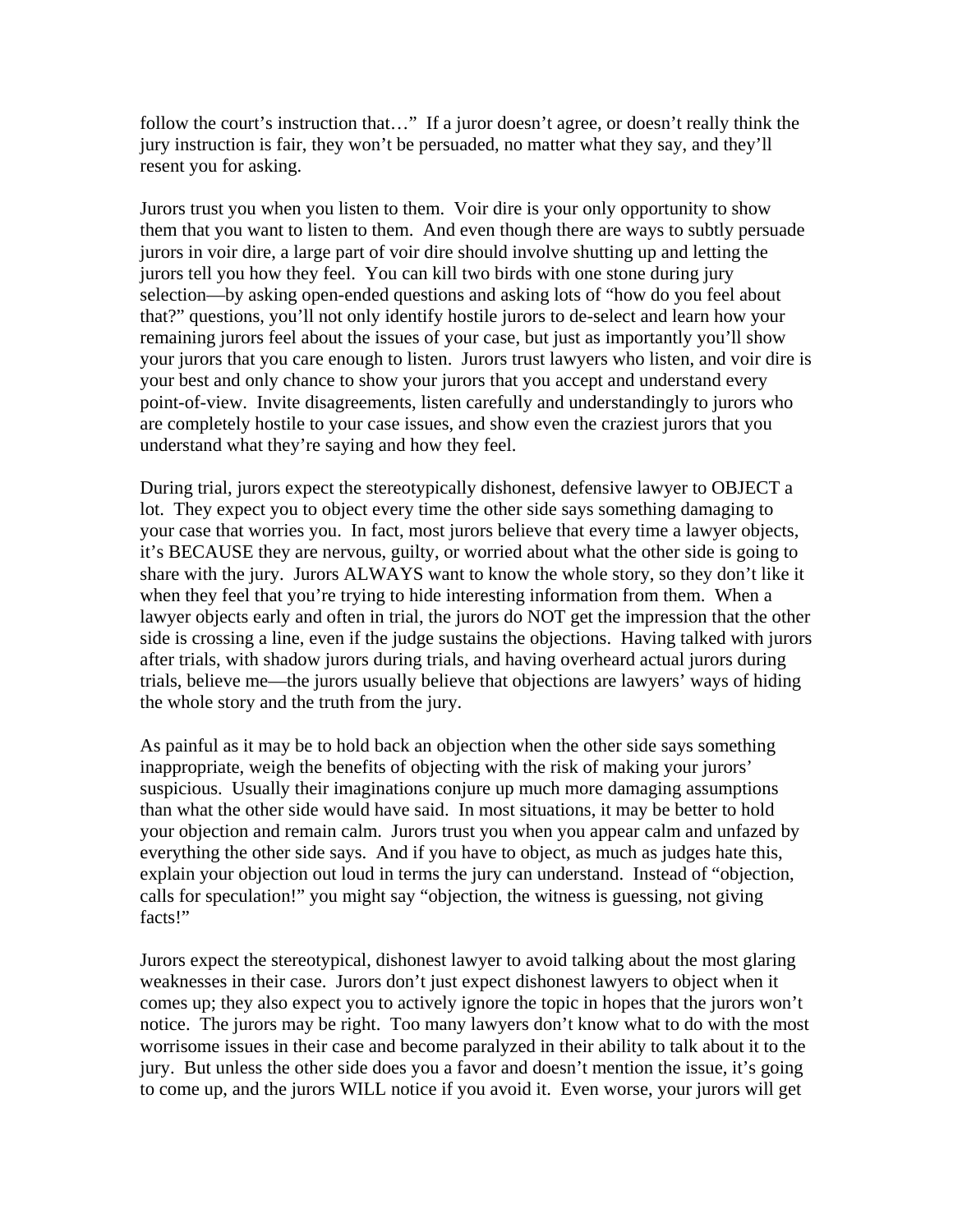follow the court's instruction that…" If a juror doesn't agree, or doesn't really think the jury instruction is fair, they won't be persuaded, no matter what they say, and they'll resent you for asking.

Jurors trust you when you listen to them. Voir dire is your only opportunity to show them that you want to listen to them. And even though there are ways to subtly persuade jurors in voir dire, a large part of voir dire should involve shutting up and letting the jurors tell you how they feel. You can kill two birds with one stone during jury selection—by asking open-ended questions and asking lots of "how do you feel about that?" questions, you'll not only identify hostile jurors to de-select and learn how your remaining jurors feel about the issues of your case, but just as importantly you'll show your jurors that you care enough to listen. Jurors trust lawyers who listen, and voir dire is your best and only chance to show your jurors that you accept and understand every point-of-view. Invite disagreements, listen carefully and understandingly to jurors who are completely hostile to your case issues, and show even the craziest jurors that you understand what they're saying and how they feel.

During trial, jurors expect the stereotypically dishonest, defensive lawyer to OBJECT a lot. They expect you to object every time the other side says something damaging to your case that worries you. In fact, most jurors believe that every time a lawyer objects, it's BECAUSE they are nervous, guilty, or worried about what the other side is going to share with the jury. Jurors ALWAYS want to know the whole story, so they don't like it when they feel that you're trying to hide interesting information from them. When a lawyer objects early and often in trial, the jurors do NOT get the impression that the other side is crossing a line, even if the judge sustains the objections. Having talked with jurors after trials, with shadow jurors during trials, and having overheard actual jurors during trials, believe me—the jurors usually believe that objections are lawyers' ways of hiding the whole story and the truth from the jury.

As painful as it may be to hold back an objection when the other side says something inappropriate, weigh the benefits of objecting with the risk of making your jurors' suspicious. Usually their imaginations conjure up much more damaging assumptions than what the other side would have said. In most situations, it may be better to hold your objection and remain calm. Jurors trust you when you appear calm and unfazed by everything the other side says. And if you have to object, as much as judges hate this, explain your objection out loud in terms the jury can understand. Instead of "objection, calls for speculation!" you might say "objection, the witness is guessing, not giving facts!"

Jurors expect the stereotypical, dishonest lawyer to avoid talking about the most glaring weaknesses in their case. Jurors don't just expect dishonest lawyers to object when it comes up; they also expect you to actively ignore the topic in hopes that the jurors won't notice. The jurors may be right. Too many lawyers don't know what to do with the most worrisome issues in their case and become paralyzed in their ability to talk about it to the jury. But unless the other side does you a favor and doesn't mention the issue, it's going to come up, and the jurors WILL notice if you avoid it. Even worse, your jurors will get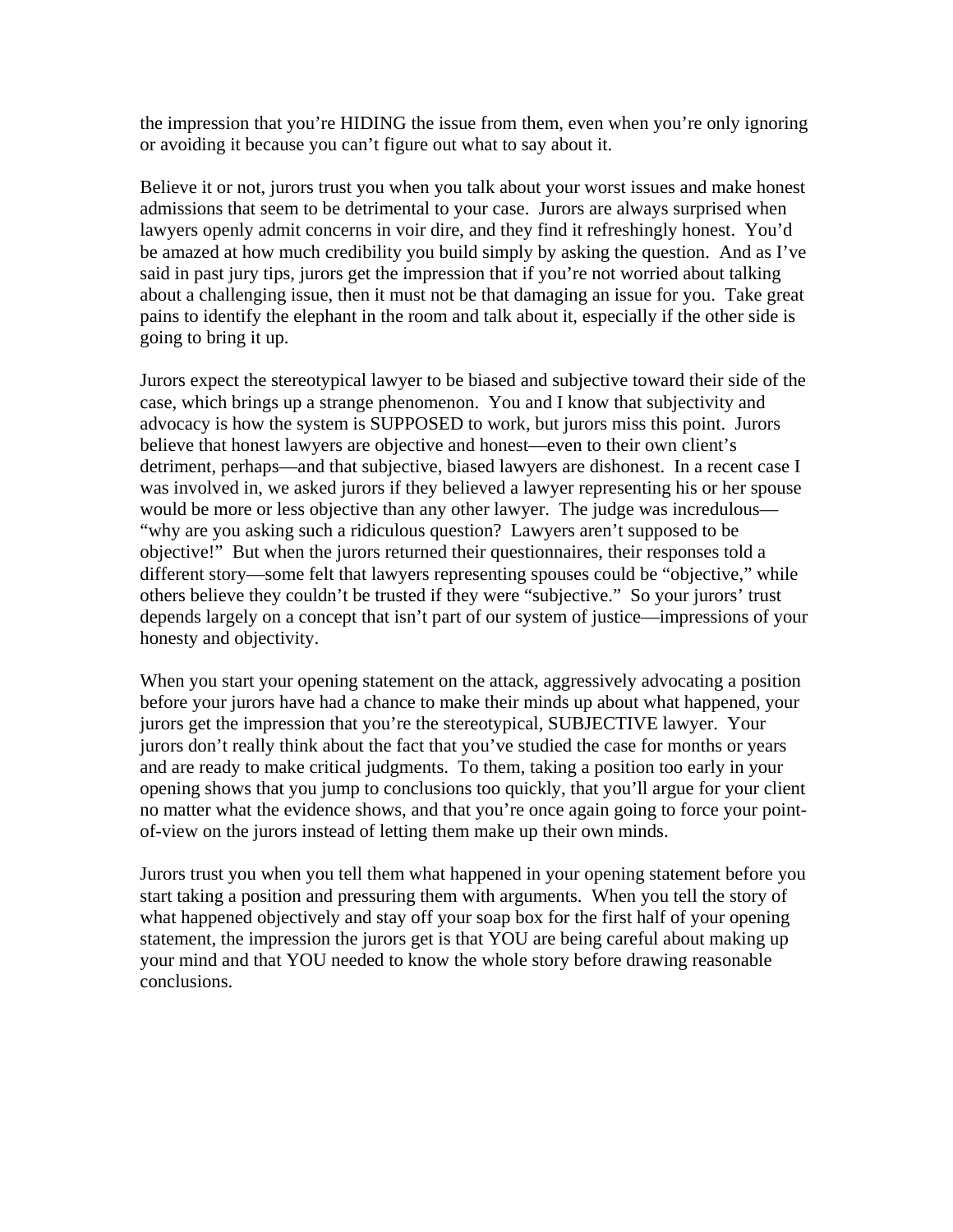the impression that you're HIDING the issue from them, even when you're only ignoring or avoiding it because you can't figure out what to say about it.

Believe it or not, jurors trust you when you talk about your worst issues and make honest admissions that seem to be detrimental to your case. Jurors are always surprised when lawyers openly admit concerns in voir dire, and they find it refreshingly honest. You'd be amazed at how much credibility you build simply by asking the question. And as I've said in past jury tips, jurors get the impression that if you're not worried about talking about a challenging issue, then it must not be that damaging an issue for you. Take great pains to identify the elephant in the room and talk about it, especially if the other side is going to bring it up.

Jurors expect the stereotypical lawyer to be biased and subjective toward their side of the case, which brings up a strange phenomenon. You and I know that subjectivity and advocacy is how the system is SUPPOSED to work, but jurors miss this point. Jurors believe that honest lawyers are objective and honest—even to their own client's detriment, perhaps—and that subjective, biased lawyers are dishonest. In a recent case I was involved in, we asked jurors if they believed a lawyer representing his or her spouse would be more or less objective than any other lawyer. The judge was incredulous—"why are you asking such a ridiculous question? Lawyers aren't supposed to be objective!" But when the jurors returned their questionnaires, their responses told a different story—some felt that lawyers representing spouses could be "objective," while others believe they couldn't be trusted if they were "subjective." So your jurors' trust depends largely on a concept that isn't part of our system of justice—impressions of your honesty and objectivity.

When you start your opening statement on the attack, aggressively advocating a position before your jurors have had a chance to make their minds up about what happened, your jurors get the impression that you're the stereotypical, SUBJECTIVE lawyer. Your jurors don't really think about the fact that you've studied the case for months or years and are ready to make critical judgments. To them, taking a position too early in your opening shows that you jump to conclusions too quickly, that you'll argue for your client no matter what the evidence shows, and that you're once again going to force your point-of-view on the jurors instead of letting them make up their own minds.

Jurors trust you when you tell them what happened in your opening statement before you start taking a position and pressuring them with arguments. When you tell the story of what happened objectively and stay off your soap box for the first half of your opening statement, the impression the jurors get is that YOU are being careful about making up your mind and that YOU needed to know the whole story before drawing reasonable conclusions.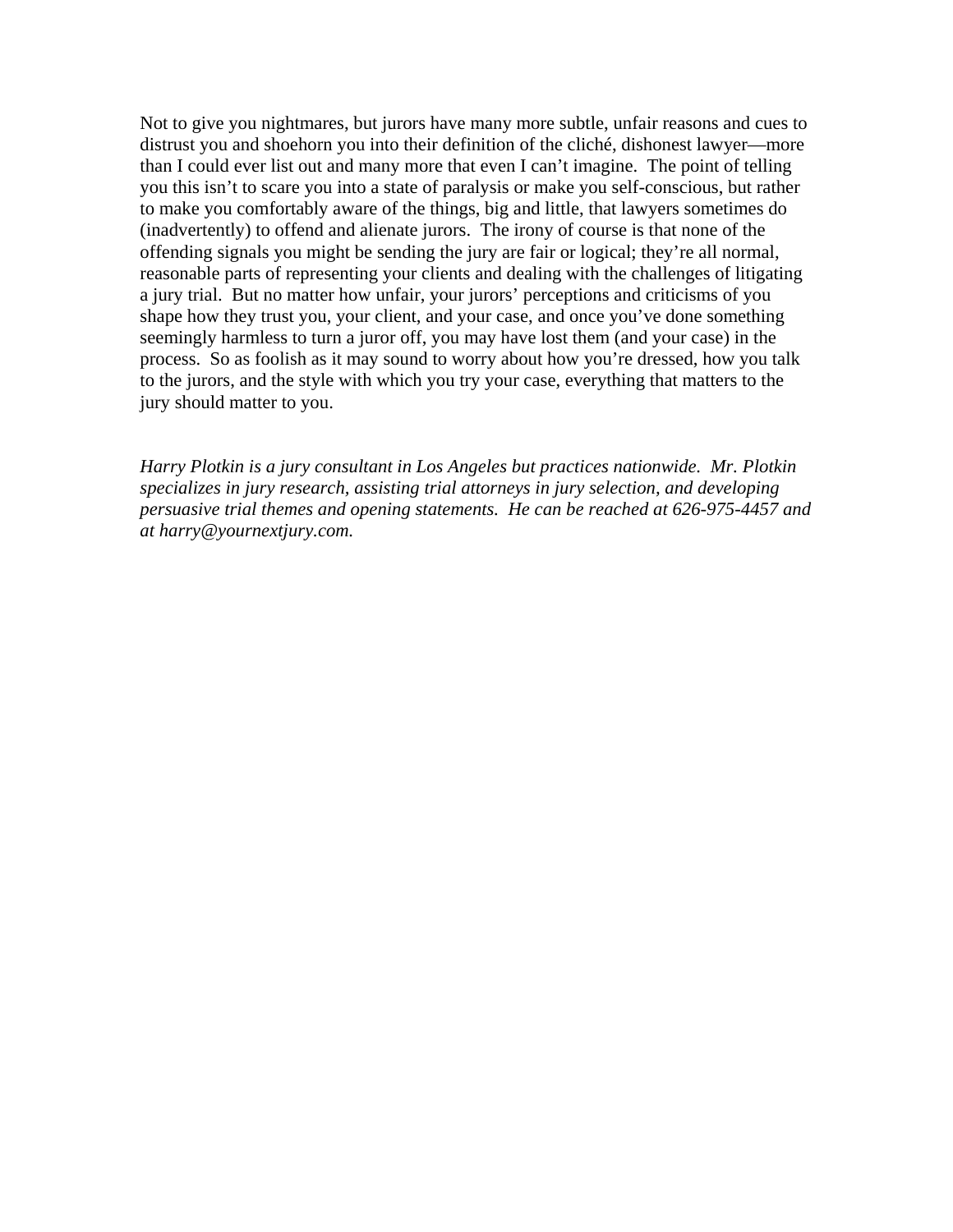Not to give you nightmares, but jurors have many more subtle, unfair reasons and cues to distrust you and shoehorn you into their definition of the cliché, dishonest lawyer—more than I could ever list out and many more that even I can't imagine. The point of telling you this isn't to scare you into a state of paralysis or make you self-conscious, but rather to make you comfortably aware of the things, big and little, that lawyers sometimes do (inadvertently) to offend and alienate jurors. The irony of course is that none of the offending signals you might be sending the jury are fair or logical; they're all normal, reasonable parts of representing your clients and dealing with the challenges of litigating a jury trial. But no matter how unfair, your jurors' perceptions and criticisms of you shape how they trust you, your client, and your case, and once you've done something seemingly harmless to turn a juror off, you may have lost them (and your case) in the process. So as foolish as it may sound to worry about how you're dressed, how you talk to the jurors, and the style with which you try your case, everything that matters to the jury should matter to you.

*Harry Plotkin is a jury consultant in Los Angeles but practices nationwide. Mr. Plotkin specializes in jury research, assisting trial attorneys in jury selection, and developing persuasive trial themes and opening statements. He can be reached at 626-975-4457 and at harry@yournextjury.com.*